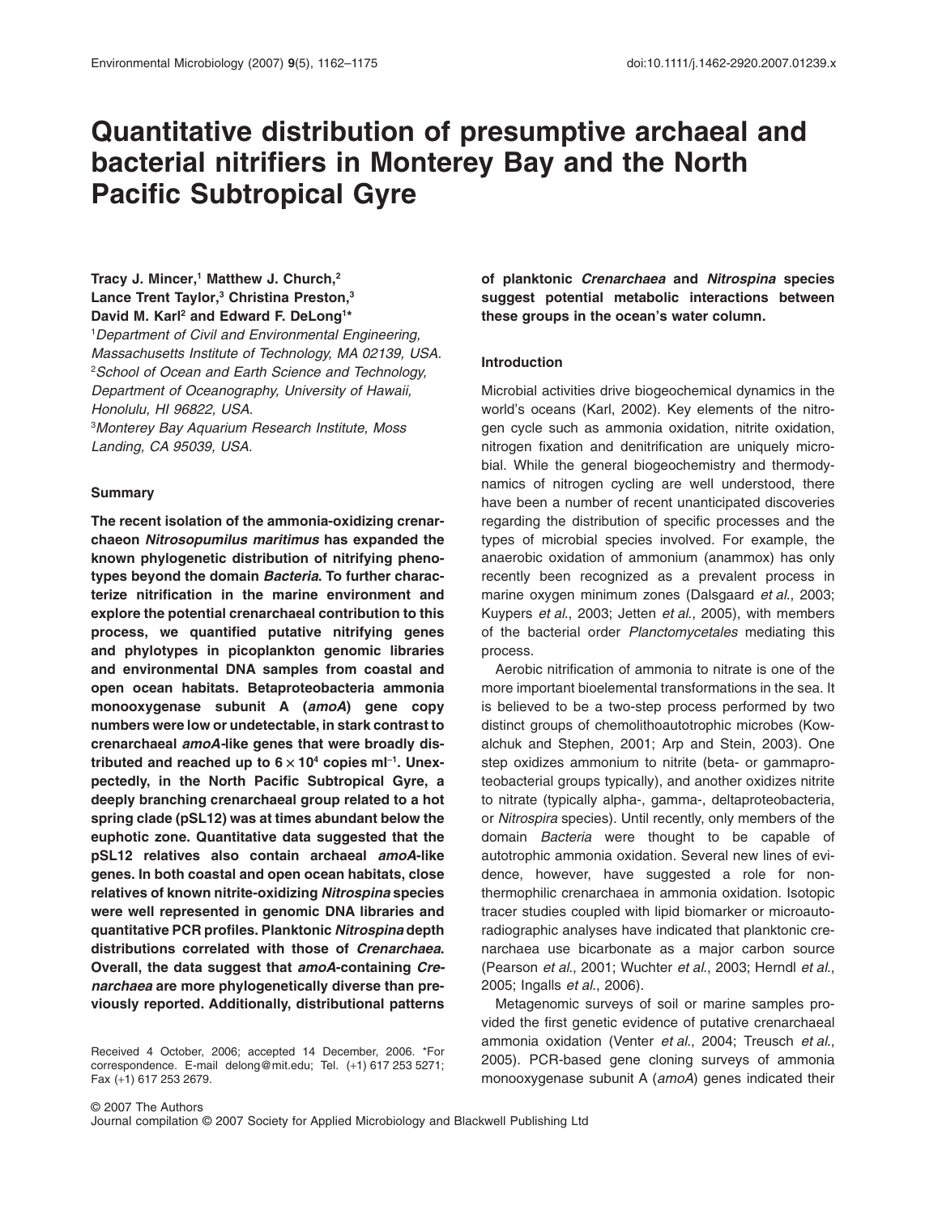# Quantitative distribution of presumptive archaeal and bacterial nitrifiers in Monterey Bay and the North Pacific Subtropical Gyre

**Tracy J. Mincer,[1] Matthew J. Church,[2] Lance Trent Taylor,[3] Christina Preston,[3] David M. Karl[2] and Edward F. DeLong[1]***

[1]*Department of Civil and Environmental Engineering, Massachusetts Institute of Technology, MA 02139, USA.*
[2]*School of Ocean and Earth Science and Technology, Department of Oceanography, University of Hawaii, Honolulu, HI 96822, USA.*
[3]*Monterey Bay Aquarium Research Institute, Moss Landing, CA 95039, USA.*

## Summary

**The recent isolation of the ammonia-oxidizing crenarchaeon *Nitrosopumilus maritimus* has expanded the known phylogenetic distribution of nitrifying phenotypes beyond the domain *Bacteria*. To further characterize nitrification in the marine environment and explore the potential crenarchaeal contribution to this process, we quantified putative nitrifying genes and phylotypes in picoplankton genomic libraries and environmental DNA samples from coastal and open ocean habitats. Betaproteobacteria ammonia monooxygenase subunit A (*amoA*) gene copy numbers were low or undetectable, in stark contrast to crenarchaeal *amoA*-like genes that were broadly distributed and reached up to $6 \times 10^4$ copies $ml^{-1}$. Unexpectedly, in the North Pacific Subtropical Gyre, a deeply branching crenarchaeal group related to a hot spring clade (pSL12) was at times abundant below the euphotic zone. Quantitative data suggested that the pSL12 relatives also contain archaeal *amoA*-like genes. In both coastal and open ocean habitats, close relatives of known nitrite-oxidizing *Nitrospina* species were well represented in genomic DNA libraries and quantitative PCR profiles. Planktonic *Nitrospina* depth distributions correlated with those of *Crenarchaea*. Overall, the data suggest that *amoA*-containing *Crenarchaea* are more phylogenetically diverse than previously reported. Additionally, distributional patterns of planktonic *Crenarchaea* and *Nitrospina* species suggest potential metabolic interactions between these groups in the ocean's water column.**

Received 4 October, 2006; accepted 14 December, 2006. *For correspondence. E-mail delong@mit.edu; Tel. (+1) 617 253 5271; Fax (+1) 617 253 2679.

## Introduction

Microbial activities drive biogeochemical dynamics in the world's oceans (Karl, 2002). Key elements of the nitrogen cycle such as ammonia oxidation, nitrite oxidation, nitrogen fixation and denitrification are uniquely microbial. While the general biogeochemistry and thermodynamics of nitrogen cycling are well understood, there have been a number of recent unanticipated discoveries regarding the distribution of specific processes and the types of microbial species involved. For example, the anaerobic oxidation of ammonium (anammox) has only recently been recognized as a prevalent process in marine oxygen minimum zones (Dalsgaard *et al.*, 2003; Kuypers *et al.*, 2003; Jetten *et al.*, 2005), with members of the bacterial order *Planctomycetales* mediating this process.

Aerobic nitrification of ammonia to nitrate is one of the more important bioelemental transformations in the sea. It is believed to be a two-step process performed by two distinct groups of chemolithoautotrophic microbes (Kowalchuk and Stephen, 2001; Arp and Stein, 2003). One step oxidizes ammonium to nitrite (beta- or gammaproteobacterial groups typically), and another oxidizes nitrite to nitrate (typically alpha-, gamma-, deltaproteobacteria, or *Nitrospira* species). Until recently, only members of the domain *Bacteria* were thought to be capable of autotrophic ammonia oxidation. Several new lines of evidence, however, have suggested a role for non-thermophilic crenarchaea in ammonia oxidation. Isotopic tracer studies coupled with lipid biomarker or microautoradiographic analyses have indicated that planktonic crenarchaea use bicarbonate as a major carbon source (Pearson *et al.*, 2001; Wuchter *et al.*, 2003; Herndl *et al.*, 2005; Ingalls *et al.*, 2006).

Metagenomic surveys of soil or marine samples provided the first genetic evidence of putative crenarchaeal ammonia oxidation (Venter *et al.*, 2004; Treusch *et al.*, 2005). PCR-based gene cloning surveys of ammonia monooxygenase subunit A (*amoA*) genes indicated their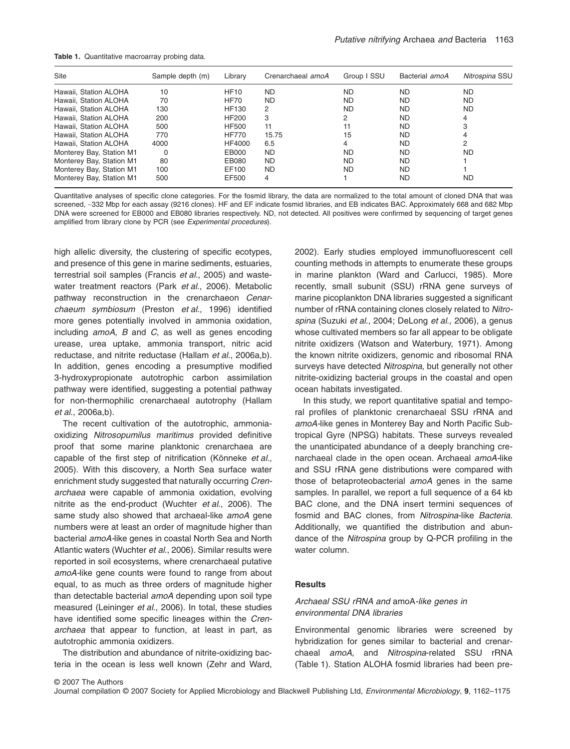**Table 1.** Quantitative macroarray probing data.

| Site | Sample depth (m) | Library | Crenarchaeal *amoA* | Group I SSU | Bacterial *amoA* | *Nitrospina* SSU |
|---|---|---|---|---|---|---|
| Hawaii, Station ALOHA | 10 | HF10 | ND | ND | ND | ND |
| Hawaii, Station ALOHA | 70 | HF70 | ND | ND | ND | ND |
| Hawaii, Station ALOHA | 130 | HF130 | 2 | ND | ND | ND |
| Hawaii, Station ALOHA | 200 | HF200 | 3 | 2 | ND | 4 |
| Hawaii, Station ALOHA | 500 | HF500 | 11 | 11 | ND | 3 |
| Hawaii, Station ALOHA | 770 | HF770 | 15.75 | 15 | ND | 4 |
| Hawaii, Station ALOHA | 4000 | HF4000 | 6.5 | 4 | ND | 2 |
| Monterey Bay, Station M1 | 0 | EB000 | ND | ND | ND | ND |
| Monterey Bay, Station M1 | 80 | EB080 | ND | ND | ND | 1 |
| Monterey Bay, Station M1 | 100 | EF100 | ND | ND | ND | 1 |
| Monterey Bay, Station M1 | 500 | EF500 | 4 | 1 | ND | ND |

Quantitative analyses of specific clone categories. For the fosmid library, the data are normalized to the total amount of cloned DNA that was screened, ~332 Mbp for each assay (9216 clones). HF and EF indicate fosmid libraries, and EB indicates BAC. Approximately 668 and 682 Mbp DNA were screened for EB000 and EB080 libraries respectively. ND, not detected. All positives were confirmed by sequencing of target genes amplified from library clone by PCR (see *Experimental procedures*).

high allelic diversity, the clustering of specific ecotypes, and presence of this gene in marine sediments, estuaries, terrestrial soil samples (Francis *et al*., 2005) and wastewater treatment reactors (Park *et al*., 2006). Metabolic pathway reconstruction in the crenarchaeon *Cenarchaeum symbiosum* (Preston *et al*., 1996) identified more genes potentially involved in ammonia oxidation, including *amoA, B* and *C*, as well as genes encoding urease, urea uptake, ammonia transport, nitric acid reductase, and nitrite reductase (Hallam *et al*., 2006a,b). In addition, genes encoding a presumptive modified 3-hydroxypropionate autotrophic carbon assimilation pathway were identified, suggesting a potential pathway for non-thermophilic crenarchaeal autotrophy (Hallam *et al*., 2006a,b).

The recent cultivation of the autotrophic, ammonia-oxidizing *Nitrosopumilus maritimus* provided definitive proof that some marine planktonic crenarchaea are capable of the first step of nitrification (Könneke *et al*., 2005). With this discovery, a North Sea surface water enrichment study suggested that naturally occurring *Crenarchaea* were capable of ammonia oxidation, evolving nitrite as the end-product (Wuchter *et al*., 2006). The same study also showed that archaeal-like *amoA* gene numbers were at least an order of magnitude higher than bacterial *amoA*-like genes in coastal North Sea and North Atlantic waters (Wuchter *et al*., 2006). Similar results were reported in soil ecosystems, where crenarchaeal putative *amoA*-like gene counts were found to range from about equal, to as much as three orders of magnitude higher than detectable bacterial *amoA* depending upon soil type measured (Leininger *et al*., 2006). In total, these studies have identified some specific lineages within the *Crenarchaea* that appear to function, at least in part, as autotrophic ammonia oxidizers.

The distribution and abundance of nitrite-oxidizing bacteria in the ocean is less well known (Zehr and Ward, 2002). Early studies employed immunofluorescent cell counting methods in attempts to enumerate these groups in marine plankton (Ward and Carlucci, 1985). More recently, small subunit (SSU) rRNA gene surveys of marine picoplankton DNA libraries suggested a significant number of rRNA containing clones closely related to *Nitrospina* (Suzuki *et al*., 2004; DeLong *et al*., 2006), a genus whose cultivated members so far all appear to be obligate nitrite oxidizers (Watson and Waterbury, 1971). Among the known nitrite oxidizers, genomic and ribosomal RNA surveys have detected *Nitrospina*, but generally not other nitrite-oxidizing bacterial groups in the coastal and open ocean habitats investigated.

In this study, we report quantitative spatial and temporal profiles of planktonic crenarchaeal SSU rRNA and *amoA*-like genes in Monterey Bay and North Pacific Subtropical Gyre (NPSG) habitats. These surveys revealed the unanticipated abundance of a deeply branching crenarchaeal clade in the open ocean. Archaeal *amoA*-like and SSU rRNA gene distributions were compared with those of betaproteobacterial *amoA* genes in the same samples. In parallel, we report a full sequence of a 64 kb BAC clone, and the DNA insert termini sequences of fosmid and BAC clones, from *Nitrospina*-like *Bacteria*. Additionally, we quantified the distribution and abundance of the *Nitrospina* group by Q-PCR profiling in the water column.

## Results

### *Archaeal SSU rRNA and* amoA*-like genes in environmental DNA libraries*

Environmental genomic libraries were screened by hybridization for genes similar to bacterial and crenarchaeal *amoA*, and *Nitrospina*-related SSU rRNA (Table 1). Station ALOHA fosmid libraries had been pre-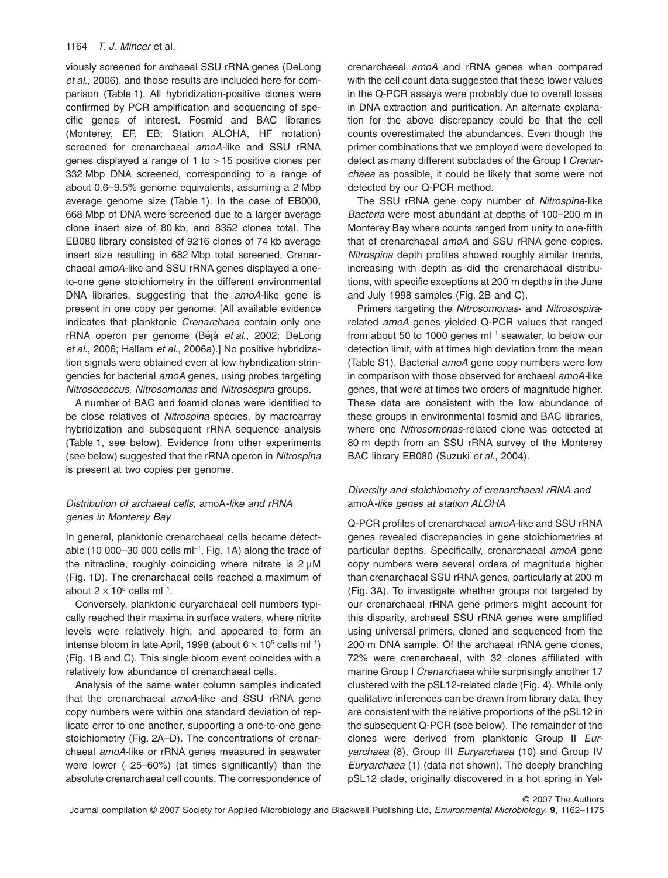viously screened for archaeal SSU rRNA genes (DeLong *et al.*, 2006), and those results are included here for comparison (Table 1). All hybridization-positive clones were confirmed by PCR amplification and sequencing of specific genes of interest. Fosmid and BAC libraries (Monterey, EF, EB; Station ALOHA, HF notation) screened for crenarchaeal *amoA*-like and SSU rRNA genes displayed a range of 1 to > 15 positive clones per 332 Mbp DNA screened, corresponding to a range of about 0.6–9.5% genome equivalents, assuming a 2 Mbp average genome size (Table 1). In the case of EB000, 668 Mbp of DNA were screened due to a larger average clone insert size of 80 kb, and 8352 clones total. The EB080 library consisted of 9216 clones of 74 kb average insert size resulting in 682 Mbp total screened. Crenarchaeal *amoA*-like and SSU rRNA genes displayed a one-to-one gene stoichiometry in the different environmental DNA libraries, suggesting that the *amoA*-like gene is present in one copy per genome. [All available evidence indicates that planktonic *Crenarchaea* contain only one rRNA operon per genome (Béjà *et al.*, 2002; DeLong *et al.*, 2006; Hallam *et al.*, 2006a).] No positive hybridization signals were obtained even at low hybridization stringencies for bacterial *amoA* genes, using probes targeting *Nitrosococcus*, *Nitrosomonas* and *Nitrosospira* groups.

A number of BAC and fosmid clones were identified to be close relatives of *Nitrospina* species, by macroarray hybridization and subsequent rRNA sequence analysis (Table 1, see below). Evidence from other experiments (see below) suggested that the rRNA operon in *Nitrospina* is present at two copies per genome.

### *Distribution of archaeal cells,* amoA*-like and rRNA genes in Monterey Bay*

In general, planktonic crenarchaeal cells became detectable (10 000–30 000 cells ml$^{-1}$, Fig. 1A) along the trace of the nitracline, roughly coinciding where nitrate is 2 μM (Fig. 1D). The crenarchaeal cells reached a maximum of about $2 \times 10^5$ cells ml$^{-1}$.

Conversely, planktonic euryarchaeal cell numbers typically reached their maxima in surface waters, where nitrite levels were relatively high, and appeared to form an intense bloom in late April, 1998 (about $6 \times 10^5$ cells ml$^{-1}$) (Fig. 1B and C). This single bloom event coincides with a relatively low abundance of crenarchaeal cells.

Analysis of the same water column samples indicated that the crenarchaeal *amoA*-like and SSU rRNA gene copy numbers were within one standard deviation of replicate error to one another, supporting a one-to-one gene stoichiometry (Fig. 2A–D). The concentrations of crenarchaeal *amoA*-like or rRNA genes measured in seawater were lower (~25–60%) (at times significantly) than the absolute crenarchaeal cell counts. The correspondence of crenarchaeal *amoA* and rRNA genes when compared with the cell count data suggested that these lower values in the Q-PCR assays were probably due to overall losses in DNA extraction and purification. An alternate explanation for the above discrepancy could be that the cell counts overestimated the abundances. Even though the primer combinations that we employed were developed to detect as many different subclades of the Group I *Crenarchaea* as possible, it could be likely that some were not detected by our Q-PCR method.

The SSU rRNA gene copy number of *Nitrospina*-like *Bacteria* were most abundant at depths of 100–200 m in Monterey Bay where counts ranged from unity to one-fifth that of crenarchaeal *amoA* and SSU rRNA gene copies. *Nitrospina* depth profiles showed roughly similar trends, increasing with depth as did the crenarchaeal distributions, with specific exceptions at 200 m depths in the June and July 1998 samples (Fig. 2B and C).

Primers targeting the *Nitrosomonas*- and *Nitrosospira*-related *amoA* genes yielded Q-PCR values that ranged from about 50 to 1000 genes ml$^{-1}$ seawater, to below our detection limit, with at times high deviation from the mean (Table S1). Bacterial *amoA* gene copy numbers were low in comparison with those observed for archaeal *amoA*-like genes, that were at times two orders of magnitude higher. These data are consistent with the low abundance of these groups in environmental fosmid and BAC libraries, where one *Nitrosomonas*-related clone was detected at 80 m depth from an SSU rRNA survey of the Monterey BAC library EB080 (Suzuki *et al.*, 2004).

### *Diversity and stoichiometry of crenarchaeal rRNA and* amoA*-like genes at station ALOHA*

Q-PCR profiles of crenarchaeal *amoA*-like and SSU rRNA genes revealed discrepancies in gene stoichiometries at particular depths. Specifically, crenarchaeal *amoA* gene copy numbers were several orders of magnitude higher than crenarchaeal SSU rRNA genes, particularly at 200 m (Fig. 3A). To investigate whether groups not targeted by our crenarchaeal rRNA gene primers might account for this disparity, archaeal SSU rRNA genes were amplified using universal primers, cloned and sequenced from the 200 m DNA sample. Of the archaeal rRNA gene clones, 72% were crenarchaeal, with 32 clones affiliated with marine Group I *Crenarchaea* while surprisingly another 17 clustered with the pSL12-related clade (Fig. 4). While only qualitative inferences can be drawn from library data, they are consistent with the relative proportions of the pSL12 in the subsequent Q-PCR (see below). The remainder of the clones were derived from planktonic Group II *Euryarchaea* (8), Group III *Euryarchaea* (10) and Group IV *Euryarchaea* (1) (data not shown). The deeply branching pSL12 clade, originally discovered in a hot spring in Yel-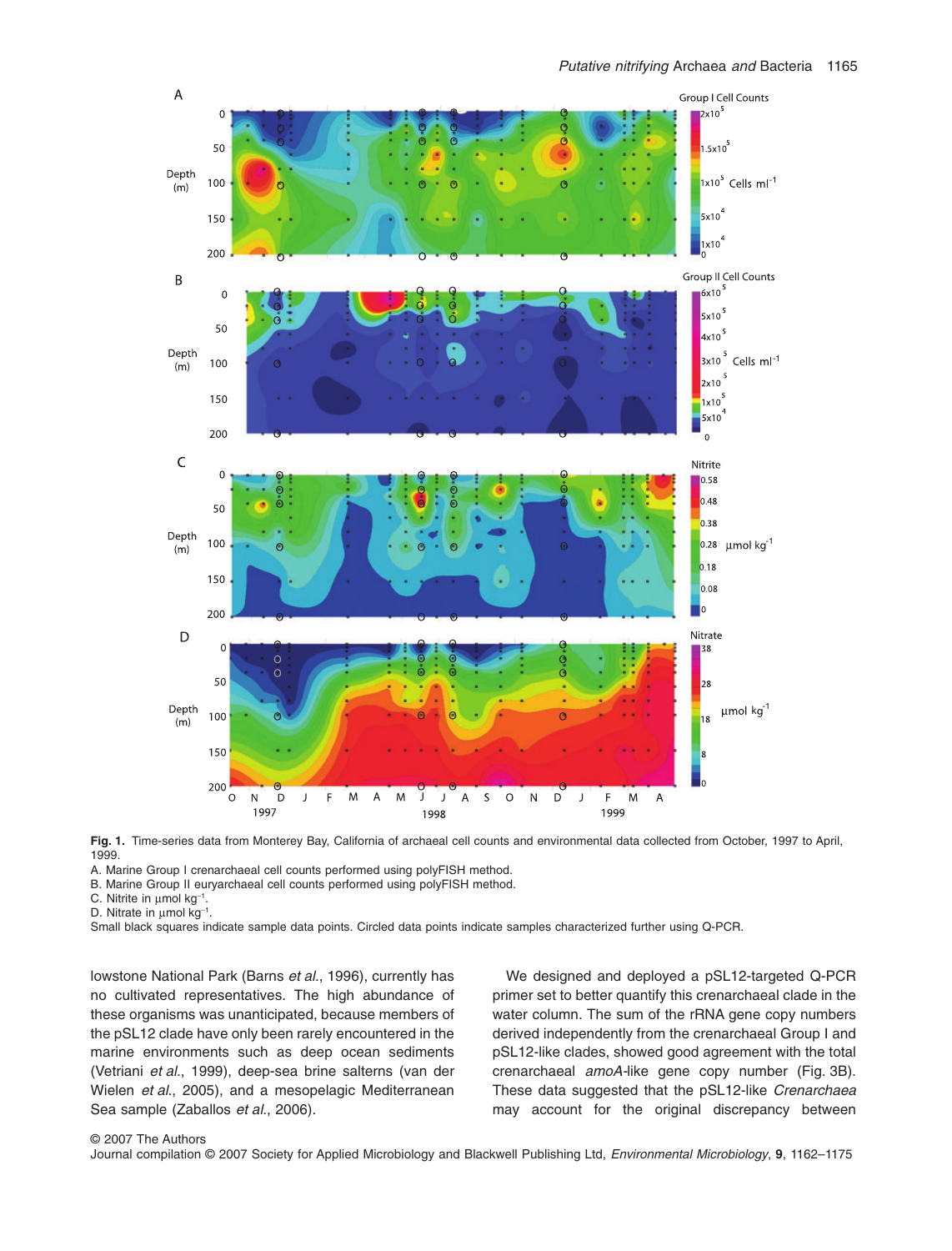Fig. 1. Time-series data from Monterey Bay, California of archaeal cell counts and environmental data collected from October, 1997 to April, 1999.
A. Marine Group I crenarchaeal cell counts performed using polyFISH method.
B. Marine Group II euryarchaeal cell counts performed using polyFISH method.
C. Nitrite in μmol kg$^{-1}$.
D. Nitrate in μmol kg$^{-1}$.
Small black squares indicate sample data points. Circled data points indicate samples characterized further using Q-PCR.

lowstone National Park (Barns *et al.*, 1996), currently has no cultivated representatives. The high abundance of these organisms was unanticipated, because members of the pSL12 clade have only been rarely encountered in the marine environments such as deep ocean sediments (Vetriani *et al.*, 1999), deep-sea brine salterns (van der Wielen *et al.*, 2005), and a mesopelagic Mediterranean Sea sample (Zaballos *et al.*, 2006).

We designed and deployed a pSL12-targeted Q-PCR primer set to better quantify this crenarchaeal clade in the water column. The sum of the rRNA gene copy numbers derived independently from the crenarchaeal Group I and pSL12-like clades, showed good agreement with the total crenarchaeal *amoA*-like gene copy number (Fig. 3B). These data suggested that the pSL12-like *Crenarchaea* may account for the original discrepancy between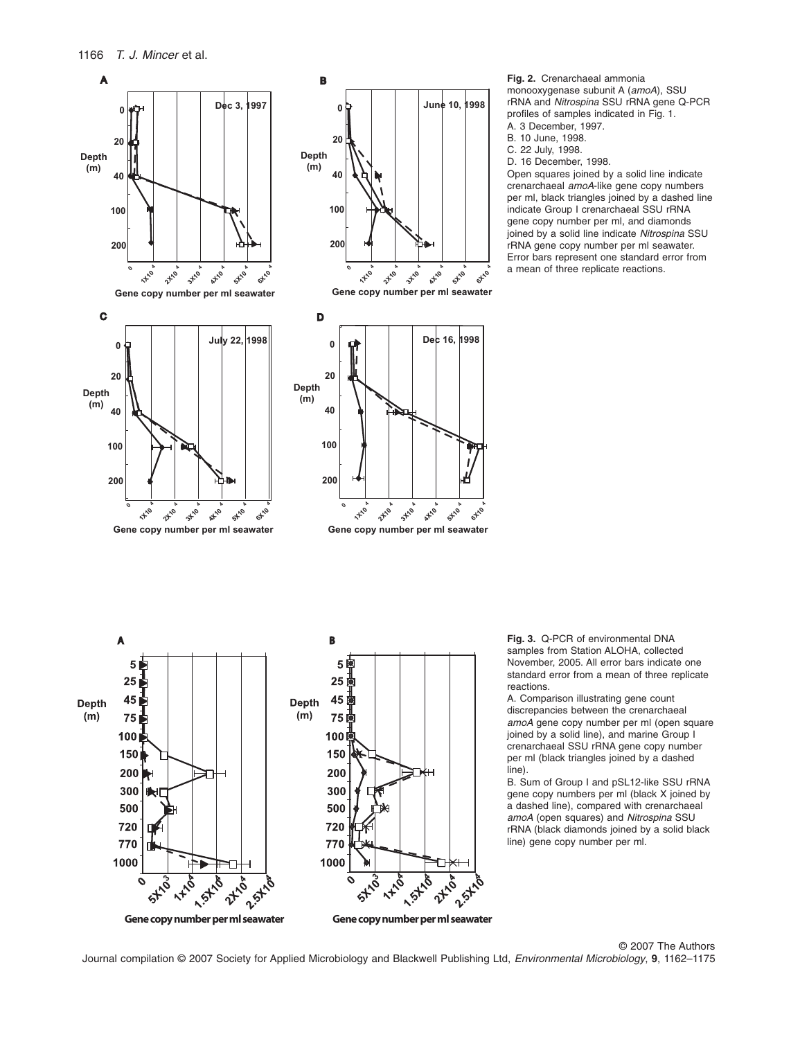**Fig. 2.** Crenarchaeal ammonia monooxygenase subunit A (*amoA*), SSU rRNA and *Nitrospina* SSU rRNA gene Q-PCR profiles of samples indicated in Fig. 1.
A. 3 December, 1997.
B. 10 June, 1998.
C. 22 July, 1998.
D. 16 December, 1998.
Open squares joined by a solid line indicate crenarchaeal *amoA*-like gene copy numbers per ml, black triangles joined by a dashed line indicate Group I crenarchaeal SSU rRNA gene copy number per ml, and diamonds joined by a solid line indicate *Nitrospina* SSU rRNA gene copy number per ml seawater. Error bars represent one standard error from a mean of three replicate reactions.

**Fig. 3.** Q-PCR of environmental DNA samples from Station ALOHA, collected November, 2005. All error bars indicate one standard error from a mean of three replicate reactions.
A. Comparison illustrating gene count discrepancies between the crenarchaeal *amoA* gene copy number per ml (open square joined by a solid line), and marine Group I crenarchaeal SSU rRNA gene copy number per ml (black triangles joined by a dashed line).
B. Sum of Group I and pSL12-like SSU rRNA gene copy numbers per ml (black X joined by a dashed line), compared with crenarchaeal *amoA* (open squares) and *Nitrospina* SSU rRNA (black diamonds joined by a solid black line) gene copy number per ml.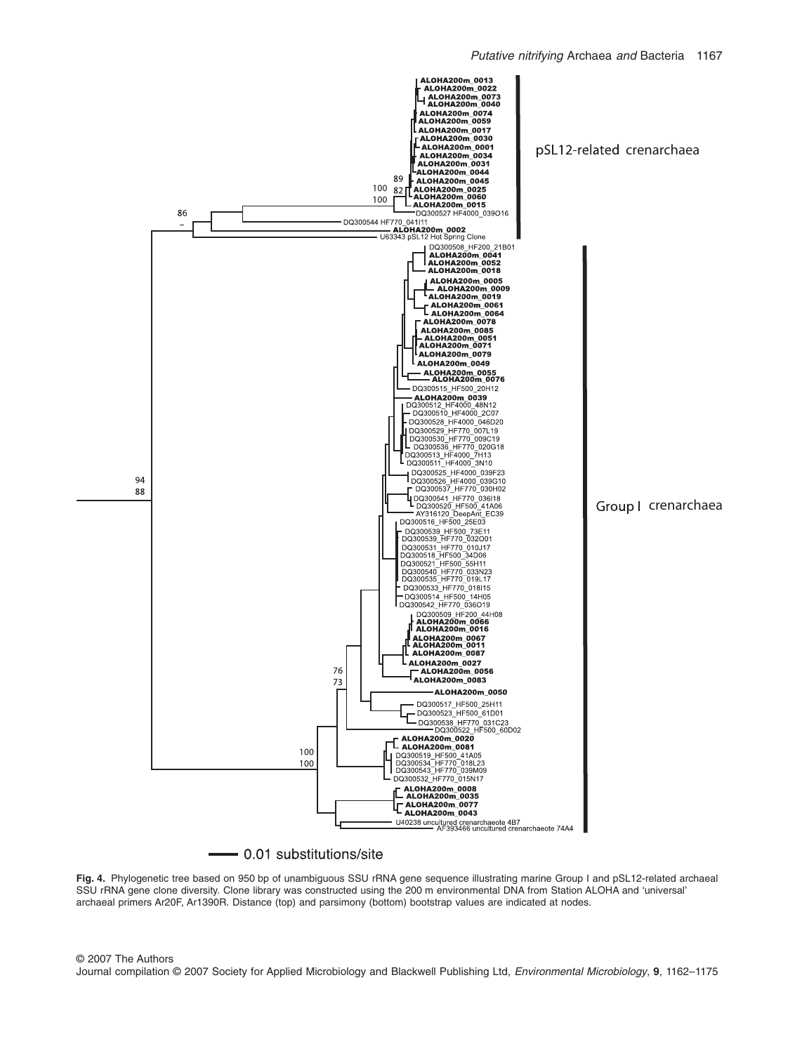**Fig. 4.** Phylogenetic tree based on 950 bp of unambiguous SSU rRNA gene sequence illustrating marine Group I and pSL12-related archaeal SSU rRNA gene clone diversity. Clone library was constructed using the 200 m environmental DNA from Station ALOHA and 'universal' archaeal primers Ar20F, Ar1390R. Distance (top) and parsimony (bottom) bootstrap values are indicated at nodes.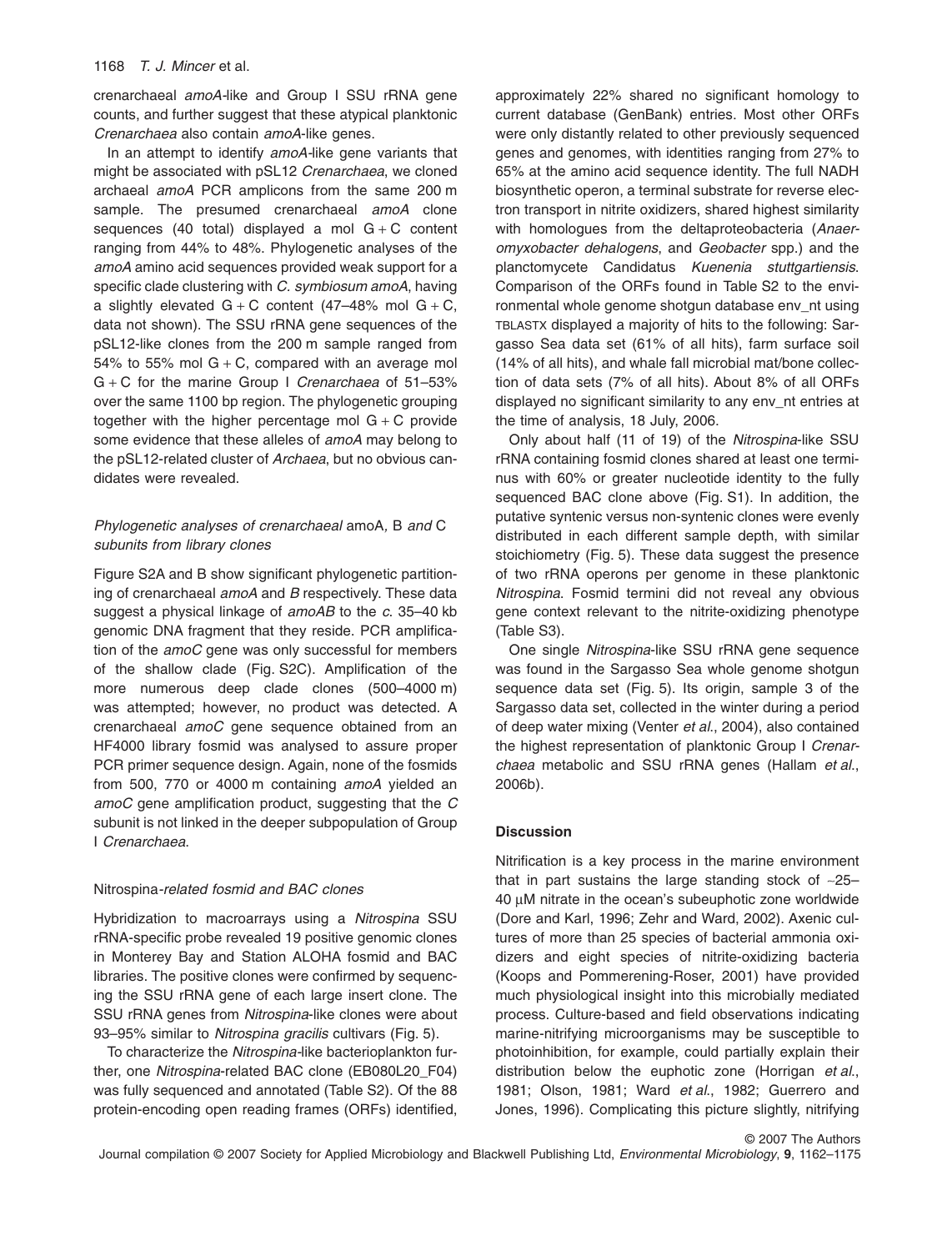crenarchaeal *amoA*-like and Group I SSU rRNA gene counts, and further suggest that these atypical planktonic *Crenarchaea* also contain *amoA*-like genes.

In an attempt to identify *amoA*-like gene variants that might be associated with pSL12 *Crenarchaea*, we cloned archaeal *amoA* PCR amplicons from the same 200 m sample. The presumed crenarchaeal *amoA* clone sequences (40 total) displayed a mol G + C content ranging from 44% to 48%. Phylogenetic analyses of the *amoA* amino acid sequences provided weak support for a specific clade clustering with *C. symbiosum amoA*, having a slightly elevated G + C content (47–48% mol G + C, data not shown). The SSU rRNA gene sequences of the pSL12-like clones from the 200 m sample ranged from 54% to 55% mol G + C, compared with an average mol G + C for the marine Group I *Crenarchaea* of 51–53% over the same 1100 bp region. The phylogenetic grouping together with the higher percentage mol G + C provide some evidence that these alleles of *amoA* may belong to the pSL12-related cluster of *Archaea*, but no obvious candidates were revealed.

### *Phylogenetic analyses of crenarchaeal* amoA*,* B *and* C *subunits from library clones*

Figure S2A and B show significant phylogenetic partitioning of crenarchaeal *amoA* and *B* respectively. These data suggest a physical linkage of *amoAB* to the *c.* 35–40 kb genomic DNA fragment that they reside. PCR amplification of the *amoC* gene was only successful for members of the shallow clade (Fig. S2C). Amplification of the more numerous deep clade clones (500–4000 m) was attempted; however, no product was detected. A crenarchaeal *amoC* gene sequence obtained from an HF4000 library fosmid was analysed to assure proper PCR primer sequence design. Again, none of the fosmids from 500, 770 or 4000 m containing *amoA* yielded an *amoC* gene amplification product, suggesting that the *C* subunit is not linked in the deeper subpopulation of Group I *Crenarchaea*.

### Nitrospina*-related fosmid and BAC clones*

Hybridization to macroarrays using a *Nitrospina* SSU rRNA-specific probe revealed 19 positive genomic clones in Monterey Bay and Station ALOHA fosmid and BAC libraries. The positive clones were confirmed by sequencing the SSU rRNA gene of each large insert clone. The SSU rRNA genes from *Nitrospina*-like clones were about 93–95% similar to *Nitrospina gracilis* cultivars (Fig. 5).

To characterize the *Nitrospina*-like bacterioplankton further, one *Nitrospina*-related BAC clone (EB080L20_F04) was fully sequenced and annotated (Table S2). Of the 88 protein-encoding open reading frames (ORFs) identified, approximately 22% shared no significant homology to current database (GenBank) entries. Most other ORFs were only distantly related to other previously sequenced genes and genomes, with identities ranging from 27% to 65% at the amino acid sequence identity. The full NADH biosynthetic operon, a terminal substrate for reverse electron transport in nitrite oxidizers, shared highest similarity with homologues from the deltaproteobacteria (*Anaeromyxobacter dehalogens*, and *Geobacter* spp.) and the planctomycete Candidatus *Kuenenia stuttgartiensis*. Comparison of the ORFs found in Table S2 to the environmental whole genome shotgun database env_nt using TBLASTX displayed a majority of hits to the following: Sargasso Sea data set (61% of all hits), farm surface soil (14% of all hits), and whale fall microbial mat/bone collection of data sets (7% of all hits). About 8% of all ORFs displayed no significant similarity to any env_nt entries at the time of analysis, 18 July, 2006.

Only about half (11 of 19) of the *Nitrospina*-like SSU rRNA containing fosmid clones shared at least one terminus with 60% or greater nucleotide identity to the fully sequenced BAC clone above (Fig. S1). In addition, the putative syntenic versus non-syntenic clones were evenly distributed in each different sample depth, with similar stoichiometry (Fig. 5). These data suggest the presence of two rRNA operons per genome in these planktonic *Nitrospina*. Fosmid termini did not reveal any obvious gene context relevant to the nitrite-oxidizing phenotype (Table S3).

One single *Nitrospina*-like SSU rRNA gene sequence was found in the Sargasso Sea whole genome shotgun sequence data set (Fig. 5). Its origin, sample 3 of the Sargasso data set, collected in the winter during a period of deep water mixing (Venter *et al.*, 2004), also contained the highest representation of planktonic Group I *Crenarchaea* metabolic and SSU rRNA genes (Hallam *et al.*, 2006b).

## Discussion

Nitrification is a key process in the marine environment that in part sustains the large standing stock of ~25–40 μM nitrate in the ocean's subeuphotic zone worldwide (Dore and Karl, 1996; Zehr and Ward, 2002). Axenic cultures of more than 25 species of bacterial ammonia oxidizers and eight species of nitrite-oxidizing bacteria (Koops and Pommerening-Roser, 2001) have provided much physiological insight into this microbially mediated process. Culture-based and field observations indicating marine-nitrifying microorganisms may be susceptible to photoinhibition, for example, could partially explain their distribution below the euphotic zone (Horrigan *et al.*, 1981; Olson, 1981; Ward *et al.*, 1982; Guerrero and Jones, 1996). Complicating this picture slightly, nitrifying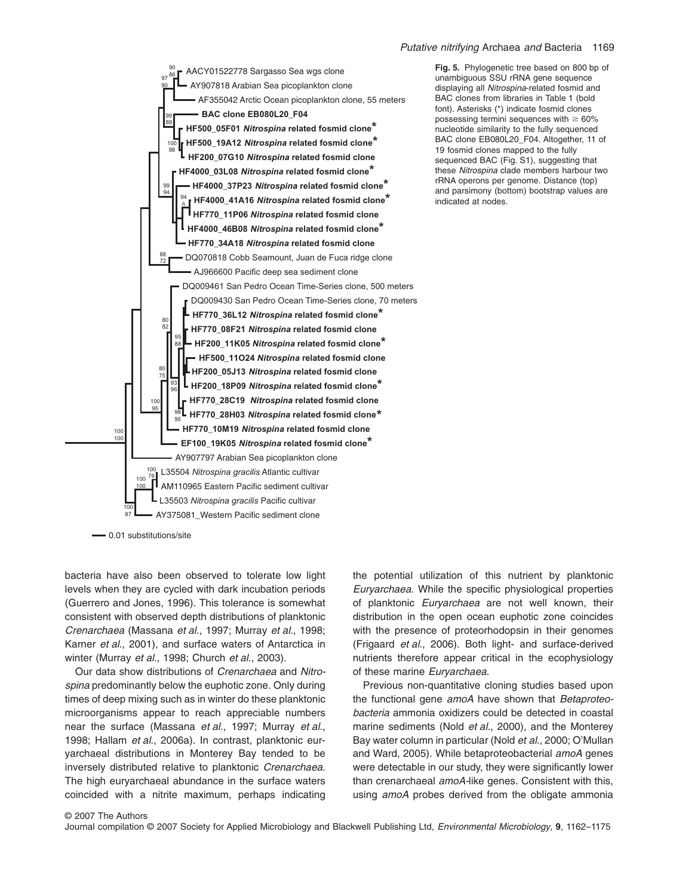**Fig. 5.** Phylogenetic tree based on 800 bp of unambiguous SSU rRNA gene sequence displaying all *Nitrospina*-related fosmid and BAC clones from libraries in Table 1 (bold font). Asterisks (*) indicate fosmid clones possessing termini sequences with ≥ 60% nucleotide similarity to the fully sequenced BAC clone EB080L20_F04. Altogether, 11 of 19 fosmid clones mapped to the fully sequenced BAC (Fig. S1), suggesting that these *Nitrospina* clade members harbour two rRNA operons per genome. Distance (top) and parsimony (bottom) bootstrap values are indicated at nodes.

bacteria have also been observed to tolerate low light levels when they are cycled with dark incubation periods (Guerrero and Jones, 1996). This tolerance is somewhat consistent with observed depth distributions of planktonic *Crenarchaea* (Massana *et al.*, 1997; Murray *et al.*, 1998; Karner *et al.*, 2001), and surface waters of Antarctica in winter (Murray *et al.*, 1998; Church *et al.*, 2003).

Our data show distributions of *Crenarchaea* and *Nitrospina* predominantly below the euphotic zone. Only during times of deep mixing such as in winter do these planktonic microorganisms appear to reach appreciable numbers near the surface (Massana *et al.*, 1997; Murray *et al.*, 1998; Hallam *et al.*, 2006a). In contrast, planktonic euryarchaeal distributions in Monterey Bay tended to be inversely distributed relative to planktonic *Crenarchaea*. The high euryarchaeal abundance in the surface waters coincided with a nitrite maximum, perhaps indicating the potential utilization of this nutrient by planktonic *Euryarchaea*. While the specific physiological properties of planktonic *Euryarchaea* are not well known, their distribution in the open ocean euphotic zone coincides with the presence of proteorhodopsin in their genomes (Frigaard *et al.*, 2006). Both light- and surface-derived nutrients therefore appear critical in the ecophysiology of these marine *Euryarchaea*.

Previous non-quantitative cloning studies based upon the functional gene *amoA* have shown that *Betaproteobacteria* ammonia oxidizers could be detected in coastal marine sediments (Nold *et al.*, 2000), and the Monterey Bay water column in particular (Nold *et al.*, 2000; O'Mullan and Ward, 2005). While betaproteobacterial *amoA* genes were detectable in our study, they were significantly lower than crenarchaeal *amoA*-like genes. Consistent with this, using *amoA* probes derived from the obligate ammonia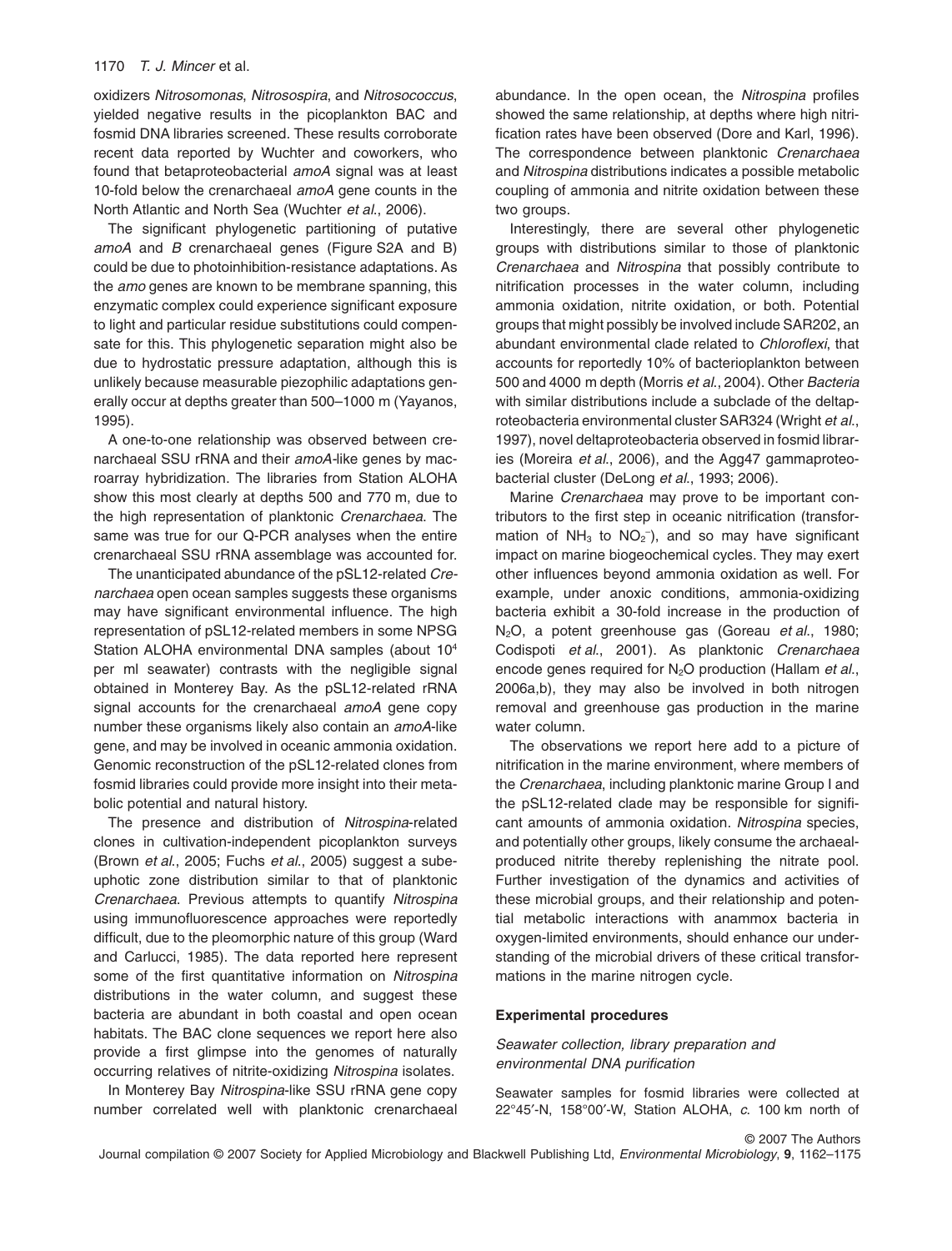oxidizers *Nitrosomonas*, *Nitrosospira*, and *Nitrosococcus*, yielded negative results in the picoplankton BAC and fosmid DNA libraries screened. These results corroborate recent data reported by Wuchter and coworkers, who found that betaproteobacterial *amoA* signal was at least 10-fold below the crenarchaeal *amoA* gene counts in the North Atlantic and North Sea (Wuchter *et al*., 2006).

The significant phylogenetic partitioning of putative *amoA* and *B* crenarchaeal genes (Figure S2A and B) could be due to photoinhibition-resistance adaptations. As the *amo* genes are known to be membrane spanning, this enzymatic complex could experience significant exposure to light and particular residue substitutions could compensate for this. This phylogenetic separation might also be due to hydrostatic pressure adaptation, although this is unlikely because measurable piezophilic adaptations generally occur at depths greater than 500–1000 m (Yayanos, 1995).

A one-to-one relationship was observed between crenarchaeal SSU rRNA and their *amoA*-like genes by macroarray hybridization. The libraries from Station ALOHA show this most clearly at depths 500 and 770 m, due to the high representation of planktonic *Crenarchaea*. The same was true for our Q-PCR analyses when the entire crenarchaeal SSU rRNA assemblage was accounted for.

The unanticipated abundance of the pSL12-related *Crenarchaea* open ocean samples suggests these organisms may have significant environmental influence. The high representation of pSL12-related members in some NPSG Station ALOHA environmental DNA samples (about $10^4$ per ml seawater) contrasts with the negligible signal obtained in Monterey Bay. As the pSL12-related rRNA signal accounts for the crenarchaeal *amoA* gene copy number these organisms likely also contain an *amoA*-like gene, and may be involved in oceanic ammonia oxidation. Genomic reconstruction of the pSL12-related clones from fosmid libraries could provide more insight into their metabolic potential and natural history.

The presence and distribution of *Nitrospina*-related clones in cultivation-independent picoplankton surveys (Brown *et al*., 2005; Fuchs *et al*., 2005) suggest a subeuphotic zone distribution similar to that of planktonic *Crenarchaea*. Previous attempts to quantify *Nitrospina* using immunofluorescence approaches were reportedly difficult, due to the pleomorphic nature of this group (Ward and Carlucci, 1985). The data reported here represent some of the first quantitative information on *Nitrospina* distributions in the water column, and suggest these bacteria are abundant in both coastal and open ocean habitats. The BAC clone sequences we report here also provide a first glimpse into the genomes of naturally occurring relatives of nitrite-oxidizing *Nitrospina* isolates.

In Monterey Bay *Nitrospina*-like SSU rRNA gene copy number correlated well with planktonic crenarchaeal abundance. In the open ocean, the *Nitrospina* profiles showed the same relationship, at depths where high nitrification rates have been observed (Dore and Karl, 1996). The correspondence between planktonic *Crenarchaea* and *Nitrospina* distributions indicates a possible metabolic coupling of ammonia and nitrite oxidation between these two groups.

Interestingly, there are several other phylogenetic groups with distributions similar to those of planktonic *Crenarchaea* and *Nitrospina* that possibly contribute to nitrification processes in the water column, including ammonia oxidation, nitrite oxidation, or both. Potential groups that might possibly be involved include SAR202, an abundant environmental clade related to *Chloroflexi*, that accounts for reportedly 10% of bacterioplankton between 500 and 4000 m depth (Morris *et al*., 2004). Other *Bacteria* with similar distributions include a subclade of the deltaproteobacteria environmental cluster SAR324 (Wright *et al*., 1997), novel deltaproteobacteria observed in fosmid libraries (Moreira *et al*., 2006), and the Agg47 gammaproteobacterial cluster (DeLong *et al*., 1993; 2006).

Marine *Crenarchaea* may prove to be important contributors to the first step in oceanic nitrification (transformation of $NH_3$ to $NO_2^-$), and so may have significant impact on marine biogeochemical cycles. They may exert other influences beyond ammonia oxidation as well. For example, under anoxic conditions, ammonia-oxidizing bacteria exhibit a 30-fold increase in the production of $N_2O$, a potent greenhouse gas (Goreau *et al*., 1980; Codispoti *et al*., 2001). As planktonic *Crenarchaea* encode genes required for $N_2O$ production (Hallam *et al*., 2006a,b), they may also be involved in both nitrogen removal and greenhouse gas production in the marine water column.

The observations we report here add to a picture of nitrification in the marine environment, where members of the *Crenarchaea*, including planktonic marine Group I and the pSL12-related clade may be responsible for significant amounts of ammonia oxidation. *Nitrospina* species, and potentially other groups, likely consume the archaeal-produced nitrite thereby replenishing the nitrate pool. Further investigation of the dynamics and activities of these microbial groups, and their relationship and potential metabolic interactions with anammox bacteria in oxygen-limited environments, should enhance our understanding of the microbial drivers of these critical transformations in the marine nitrogen cycle.

## Experimental procedures

### *Seawater collection, library preparation and environmental DNA purification*

Seawater samples for fosmid libraries were collected at 22°45′-N, 158°00′-W, Station ALOHA, *c*. 100 km north of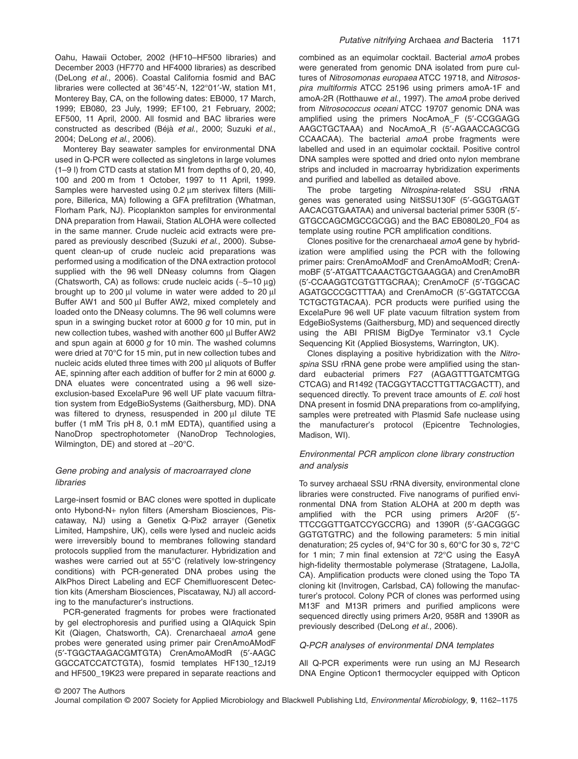Oahu, Hawaii October, 2002 (HF10–HF500 libraries) and December 2003 (HF770 and HF4000 libraries) as described (DeLong *et al*., 2006). Coastal California fosmid and BAC libraries were collected at 36°45′-N, 122°01′-W, station M1, Monterey Bay, CA, on the following dates: EB000, 17 March, 1999; EB080, 23 July, 1999; EF100, 21 February, 2002; EF500, 11 April, 2000. All fosmid and BAC libraries were constructed as described (Béjà *et al*., 2000; Suzuki *et al*., 2004; DeLong *et al*., 2006).

Monterey Bay seawater samples for environmental DNA used in Q-PCR were collected as singletons in large volumes (1–9 l) from CTD casts at station M1 from depths of 0, 20, 40, 100 and 200 m from 1 October, 1997 to 11 April, 1999. Samples were harvested using 0.2 μm sterivex filters (Millipore, Billerica, MA) following a GFA prefiltration (Whatman, Florham Park, NJ). Picoplankton samples for environmental DNA preparation from Hawaii, Station ALOHA were collected in the same manner. Crude nucleic acid extracts were prepared as previously described (Suzuki *et al*., 2000). Subsequent clean-up of crude nucleic acid preparations was performed using a modification of the DNA extraction protocol supplied with the 96 well DNeasy columns from Qiagen (Chatsworth, CA) as follows: crude nucleic acids (~5–10 μg) brought up to 200 μl volume in water were added to 20 μl Buffer AW1 and 500 μl Buffer AW2, mixed completely and loaded onto the DNeasy columns. The 96 well columns were spun in a swinging bucket rotor at 6000 *g* for 10 min, put in new collection tubes, washed with another 600 μl Buffer AW2 and spun again at 6000 *g* for 10 min. The washed columns were dried at 70°C for 15 min, put in new collection tubes and nucleic acids eluted three times with 200 μl aliquots of Buffer AE, spinning after each addition of buffer for 2 min at 6000 *g*. DNA eluates were concentrated using a 96 well size-exclusion-based ExcelaPure 96 well UF plate vacuum filtration system from EdgeBioSystems (Gaithersburg, MD). DNA was filtered to dryness, resuspended in 200 μl dilute TE buffer (1 mM Tris pH 8, 0.1 mM EDTA), quantified using a NanoDrop spectrophotometer (NanoDrop Technologies, Wilmington, DE) and stored at −20°C.

### *Gene probing and analysis of macroarrayed clone libraries*

Large-insert fosmid or BAC clones were spotted in duplicate onto Hybond-N+ nylon filters (Amersham Biosciences, Piscataway, NJ) using a Genetix Q-Pix2 arrayer (Genetix Limited, Hampshire, UK), cells were lysed and nucleic acids were irreversibly bound to membranes following standard protocols supplied from the manufacturer. Hybridization and washes were carried out at 55°C (relatively low-stringency conditions) with PCR-generated DNA probes using the AlkPhos Direct Labeling and ECF Chemifluorescent Detection kits (Amersham Biosciences, Piscataway, NJ) all according to the manufacturer's instructions.

PCR-generated fragments for probes were fractionated by gel electrophoresis and purified using a QIAquick Spin Kit (Qiagen, Chatsworth, CA). Crenarchaeal *amoA* gene probes were generated using primer pair CrenAmoAModF (5′-TGGCTAAGACGMTGTA) CrenAmoAModR (5′-AAGC GGCCATCCATCTGTA), fosmid templates HF130_12J19 and HF500_19K23 were prepared in separate reactions and combined as an equimolar cocktail. Bacterial *amoA* probes were generated from genomic DNA isolated from pure cultures of *Nitrosomonas europaea* ATCC 19718, and *Nitrosospira multiformis* ATCC 25196 using primers amoA-1F and amoA-2R (Rotthauwe *et al*., 1997). The *amoA* probe derived from *Nitrosococcus oceani* ATCC 19707 genomic DNA was amplified using the primers NocAmoA_F (5′-CCGGAGG AAGCTGCTAAA) and NocAmoA_R (5′-AGAACCAGCGG CCAACAA). The bacterial *amoA* probe fragments were labelled and used in an equimolar cocktail. Positive control DNA samples were spotted and dried onto nylon membrane strips and included in macroarray hybridization experiments and purified and labelled as detailed above.

The probe targeting *Nitrospina*-related SSU rRNA genes was generated using NitSSU130F (5′-GGGTGAGT AACACGTGAATAA) and universal bacterial primer 530R (5′-GTGCCAGCMGCCGCGG) and the BAC EB080L20_F04 as template using routine PCR amplification conditions.

Clones positive for the crenarchaeal *amoA* gene by hybridization were amplified using the PCR with the following primer pairs: CrenAmoAModF and CrenAmoAModR; CrenAmoBF (5′-ATGATTCAAACTGCTGAAGGA) and CrenAmoBR (5′-CCAAGGTCGTGTTGCRAA); CrenAmoCF (5′-TGGCAC AGATGCCCGCTTTAA) and CrenAmoCR (5′-GGTATCCGA TCTGCTGTACAA). PCR products were purified using the ExcelaPure 96 well UF plate vacuum filtration system from EdgeBioSystems (Gaithersburg, MD) and sequenced directly using the ABI PRISM BigDye Terminator v3.1 Cycle Sequencing Kit (Applied Biosystems, Warrington, UK).

Clones displaying a positive hybridization with the *Nitrospina* SSU rRNA gene probe were amplified using the standard eubacterial primers F27 (AGAGTTTGATCMTGG CTCAG) and R1492 (TACGGYTACCTTGTTACGACTT), and sequenced directly. To prevent trace amounts of *E. coli* host DNA present in fosmid DNA preparations from co-amplifying, samples were pretreated with Plasmid Safe nuclease using the manufacturer's protocol (Epicentre Technologies, Madison, WI).

### *Environmental PCR amplicon clone library construction and analysis*

To survey archaeal SSU rRNA diversity, environmental clone libraries were constructed. Five nanograms of purified environmental DNA from Station ALOHA at 200 m depth was amplified with the PCR using primers Ar20F (5′-TTCCGGTTGATCCYGCCRG) and 1390R (5′-GACGGGC GGTGTGTRC) and the following parameters: 5 min initial denaturation; 25 cycles of, 94°C for 30 s, 60°C for 30 s, 72°C for 1 min; 7 min final extension at 72°C using the EasyA high-fidelity thermostable polymerase (Stratagene, LaJolla, CA). Amplification products were cloned using the Topo TA cloning kit (Invitrogen, Carlsbad, CA) following the manufacturer's protocol. Colony PCR of clones was performed using M13F and M13R primers and purified amplicons were sequenced directly using primers Ar20, 958R and 1390R as previously described (DeLong *et al*., 2006).

### *Q-PCR analyses of environmental DNA templates*

All Q-PCR experiments were run using an MJ Research DNA Engine Opticon1 thermocycler equipped with Opticon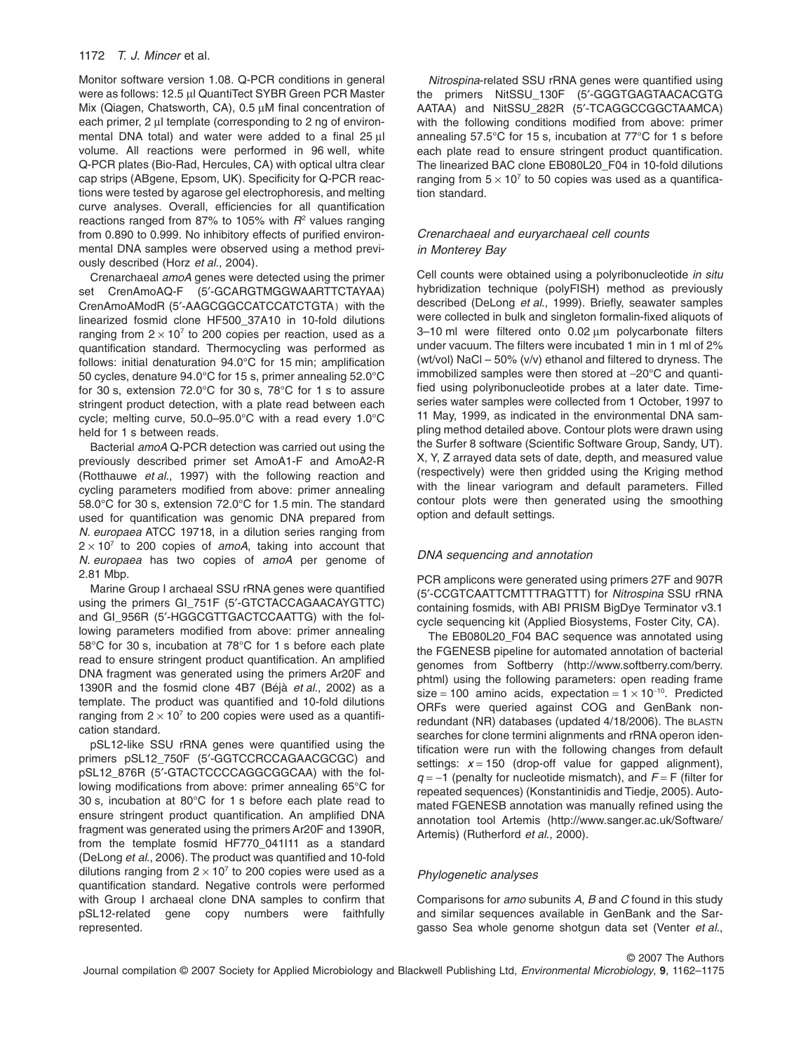Monitor software version 1.08. Q-PCR conditions in general were as follows: 12.5 μl QuantiTect SYBR Green PCR Master Mix (Qiagen, Chatsworth, CA), 0.5 μM final concentration of each primer, 2 μl template (corresponding to 2 ng of environmental DNA total) and water were added to a final 25 μl volume. All reactions were performed in 96 well, white Q-PCR plates (Bio-Rad, Hercules, CA) with optical ultra clear cap strips (ABgene, Epsom, UK). Specificity for Q-PCR reactions were tested by agarose gel electrophoresis, and melting curve analyses. Overall, efficiencies for all quantification reactions ranged from 87% to 105% with $R^2$ values ranging from 0.890 to 0.999. No inhibitory effects of purified environmental DNA samples were observed using a method previously described (Horz *et al*., 2004).

Crenarchaeal *amoA* genes were detected using the primer set CrenAmoAQ-F (5′-GCARGTMGGWAARTTCTAYAA) CrenAmoAModR (5′-AAGCGGCCATCCATCTGTA) with the linearized fosmid clone HF500_37A10 in 10-fold dilutions ranging from $2 \times 10^7$ to 200 copies per reaction, used as a quantification standard. Thermocycling was performed as follows: initial denaturation 94.0°C for 15 min; amplification 50 cycles, denature 94.0°C for 15 s, primer annealing 52.0°C for 30 s, extension 72.0°C for 30 s, 78°C for 1 s to assure stringent product detection, with a plate read between each cycle; melting curve, 50.0–95.0°C with a read every 1.0°C held for 1 s between reads.

Bacterial *amoA* Q-PCR detection was carried out using the previously described primer set AmoA1-F and AmoA2-R (Rotthauwe *et al*., 1997) with the following reaction and cycling parameters modified from above: primer annealing 58.0°C for 30 s, extension 72.0°C for 1.5 min. The standard used for quantification was genomic DNA prepared from *N. europaea* ATCC 19718, in a dilution series ranging from $2 \times 10^7$ to 200 copies of *amoA*, taking into account that *N. europaea* has two copies of *amoA* per genome of 2.81 Mbp.

Marine Group I archaeal SSU rRNA genes were quantified using the primers GI_751F (5′-GTCTACCAGAACAYGTTC) and GI_956R (5′-HGGCGTTGACTCCAATTG) with the following parameters modified from above: primer annealing 58°C for 30 s, incubation at 78°C for 1 s before each plate read to ensure stringent product quantification. An amplified DNA fragment was generated using the primers Ar20F and 1390R and the fosmid clone 4B7 (Béjà *et al*., 2002) as a template. The product was quantified and 10-fold dilutions ranging from $2 \times 10^7$ to 200 copies were used as a quantification standard.

pSL12-like SSU rRNA genes were quantified using the primers pSL12_750F (5′-GGTCCRCCAGAACGCGC) and pSL12_876R (5′-GTACTCCCCAGGCGGCAA) with the following modifications from above: primer annealing 65°C for 30 s, incubation at 80°C for 1 s before each plate read to ensure stringent product quantification. An amplified DNA fragment was generated using the primers Ar20F and 1390R, from the template fosmid HF770_041I11 as a standard (DeLong *et al*., 2006). The product was quantified and 10-fold dilutions ranging from $2 \times 10^7$ to 200 copies were used as a quantification standard. Negative controls were performed with Group I archaeal clone DNA samples to confirm that pSL12-related gene copy numbers were faithfully represented.

*Nitrospina*-related SSU rRNA genes were quantified using the primers NitSSU_130F (5′-GGGTGAGTAACACGTG AATAA) and NitSSU_282R (5′-TCAGGCCGGCTAAMCA) with the following conditions modified from above: primer annealing 57.5°C for 15 s, incubation at 77°C for 1 s before each plate read to ensure stringent product quantification. The linearized BAC clone EB080L20_F04 in 10-fold dilutions ranging from $5 \times 10^7$ to 50 copies was used as a quantification standard.

### *Crenarchaeal and euryarchaeal cell counts in Monterey Bay*

Cell counts were obtained using a polyribonucleotide *in situ* hybridization technique (polyFISH) method as previously described (DeLong *et al*., 1999). Briefly, seawater samples were collected in bulk and singleton formalin-fixed aliquots of 3–10 ml were filtered onto 0.02 μm polycarbonate filters under vacuum. The filters were incubated 1 min in 1 ml of 2% (wt/vol) NaCl – 50% (v/v) ethanol and filtered to dryness. The immobilized samples were then stored at −20°C and quantified using polyribonucleotide probes at a later date. Time-series water samples were collected from 1 October, 1997 to 11 May, 1999, as indicated in the environmental DNA sampling method detailed above. Contour plots were drawn using the Surfer 8 software (Scientific Software Group, Sandy, UT). X, Y, Z arrayed data sets of date, depth, and measured value (respectively) were then gridded using the Kriging method with the linear variogram and default parameters. Filled contour plots were then generated using the smoothing option and default settings.

### *DNA sequencing and annotation*

PCR amplicons were generated using primers 27F and 907R (5′-CCGTCAATTCMTTTRAGTTT) for *Nitrospina* SSU rRNA containing fosmids, with ABI PRISM BigDye Terminator v3.1 cycle sequencing kit (Applied Biosystems, Foster City, CA).

The EB080L20_F04 BAC sequence was annotated using the FGENESB pipeline for automated annotation of bacterial genomes from Softberry (http://www.softberry.com/berry.phtml) using the following parameters: open reading frame size = 100 amino acids, expectation = $1 \times 10^{-10}$. Predicted ORFs were queried against COG and GenBank non-redundant (NR) databases (updated 4/18/2006). The BLASTN searches for clone termini alignments and rRNA operon identification were run with the following changes from default settings: $x = 150$ (drop-off value for gapped alignment), $q = -1$ (penalty for nucleotide mismatch), and $F = \text{F}$ (filter for repeated sequences) (Konstantinidis and Tiedje, 2005). Automated FGENESB annotation was manually refined using the annotation tool Artemis (http://www.sanger.ac.uk/Software/Artemis) (Rutherford *et al*., 2000).

### *Phylogenetic analyses*

Comparisons for *amo* subunits *A*, *B* and *C* found in this study and similar sequences available in GenBank and the Sargasso Sea whole genome shotgun data set (Venter *et al*.,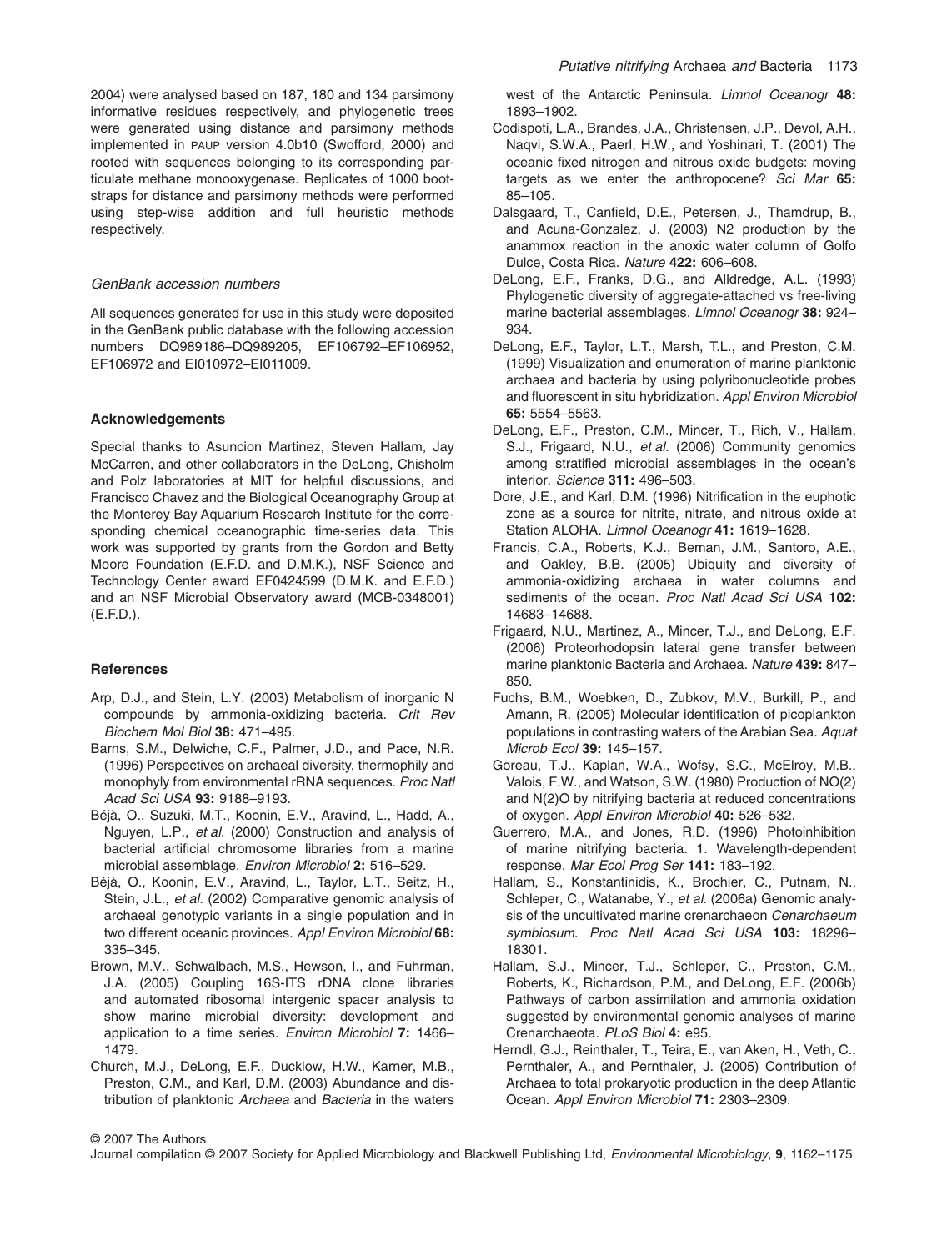2004) were analysed based on 187, 180 and 134 parsimony informative residues respectively, and phylogenetic trees were generated using distance and parsimony methods implemented in PAUP version 4.0b10 (Swofford, 2000) and rooted with sequences belonging to its corresponding particulate methane monooxygenase. Replicates of 1000 bootstraps for distance and parsimony methods were performed using step-wise addition and full heuristic methods respectively.

### *GenBank accession numbers*

All sequences generated for use in this study were deposited in the GenBank public database with the following accession numbers DQ989186–DQ989205, EF106792–EF106952, EF106972 and EI010972–EI011009.

## Acknowledgements

Special thanks to Asuncion Martinez, Steven Hallam, Jay McCarren, and other collaborators in the DeLong, Chisholm and Polz laboratories at MIT for helpful discussions, and Francisco Chavez and the Biological Oceanography Group at the Monterey Bay Aquarium Research Institute for the corresponding chemical oceanographic time-series data. This work was supported by grants from the Gordon and Betty Moore Foundation (E.F.D. and D.M.K.), NSF Science and Technology Center award EF0424599 (D.M.K. and E.F.D.) and an NSF Microbial Observatory award (MCB-0348001) (E.F.D.).

## References

Arp, D.J., and Stein, L.Y. (2003) Metabolism of inorganic N compounds by ammonia-oxidizing bacteria. *Crit Rev Biochem Mol Biol* **38:** 471–495.

Barns, S.M., Delwiche, C.F., Palmer, J.D., and Pace, N.R. (1996) Perspectives on archaeal diversity, thermophily and monophyly from environmental rRNA sequences. *Proc Natl Acad Sci USA* **93:** 9188–9193.

Béjà, O., Suzuki, M.T., Koonin, E.V., Aravind, L., Hadd, A., Nguyen, L.P., *et al.* (2000) Construction and analysis of bacterial artificial chromosome libraries from a marine microbial assemblage. *Environ Microbiol* **2:** 516–529.

Béjà, O., Koonin, E.V., Aravind, L., Taylor, L.T., Seitz, H., Stein, J.L., *et al.* (2002) Comparative genomic analysis of archaeal genotypic variants in a single population and in two different oceanic provinces. *Appl Environ Microbiol* **68:** 335–345.

Brown, M.V., Schwalbach, M.S., Hewson, I., and Fuhrman, J.A. (2005) Coupling 16S-ITS rDNA clone libraries and automated ribosomal intergenic spacer analysis to show marine microbial diversity: development and application to a time series. *Environ Microbiol* **7:** 1466–1479.

Church, M.J., DeLong, E.F., Ducklow, H.W., Karner, M.B., Preston, C.M., and Karl, D.M. (2003) Abundance and distribution of planktonic *Archaea* and *Bacteria* in the waters west of the Antarctic Peninsula. *Limnol Oceanogr* **48:** 1893–1902.

Codispoti, L.A., Brandes, J.A., Christensen, J.P., Devol, A.H., Naqvi, S.W.A., Paerl, H.W., and Yoshinari, T. (2001) The oceanic fixed nitrogen and nitrous oxide budgets: moving targets as we enter the anthropocene? *Sci Mar* **65:** 85–105.

Dalsgaard, T., Canfield, D.E., Petersen, J., Thamdrup, B., and Acuna-Gonzalez, J. (2003) N2 production by the anammox reaction in the anoxic water column of Golfo Dulce, Costa Rica. *Nature* **422:** 606–608.

DeLong, E.F., Franks, D.G., and Alldredge, A.L. (1993) Phylogenetic diversity of aggregate-attached vs free-living marine bacterial assemblages. *Limnol Oceanogr* **38:** 924–934.

DeLong, E.F., Taylor, L.T., Marsh, T.L., and Preston, C.M. (1999) Visualization and enumeration of marine planktonic archaea and bacteria by using polyribonucleotide probes and fluorescent in situ hybridization. *Appl Environ Microbiol* **65:** 5554–5563.

DeLong, E.F., Preston, C.M., Mincer, T., Rich, V., Hallam, S.J., Frigaard, N.U., *et al.* (2006) Community genomics among stratified microbial assemblages in the ocean's interior. *Science* **311:** 496–503.

Dore, J.E., and Karl, D.M. (1996) Nitrification in the euphotic zone as a source for nitrite, nitrate, and nitrous oxide at Station ALOHA. *Limnol Oceanogr* **41:** 1619–1628.

Francis, C.A., Roberts, K.J., Beman, J.M., Santoro, A.E., and Oakley, B.B. (2005) Ubiquity and diversity of ammonia-oxidizing archaea in water columns and sediments of the ocean. *Proc Natl Acad Sci USA* **102:** 14683–14688.

Frigaard, N.U., Martinez, A., Mincer, T.J., and DeLong, E.F. (2006) Proteorhodopsin lateral gene transfer between marine planktonic Bacteria and Archaea. *Nature* **439:** 847–850.

Fuchs, B.M., Woebken, D., Zubkov, M.V., Burkill, P., and Amann, R. (2005) Molecular identification of picoplankton populations in contrasting waters of the Arabian Sea. *Aquat Microb Ecol* **39:** 145–157.

Goreau, T.J., Kaplan, W.A., Wofsy, S.C., McElroy, M.B., Valois, F.W., and Watson, S.W. (1980) Production of NO(2) and N(2)O by nitrifying bacteria at reduced concentrations of oxygen. *Appl Environ Microbiol* **40:** 526–532.

Guerrero, M.A., and Jones, R.D. (1996) Photoinhibition of marine nitrifying bacteria. 1. Wavelength-dependent response. *Mar Ecol Prog Ser* **141:** 183–192.

Hallam, S., Konstantinidis, K., Brochier, C., Putnam, N., Schleper, C., Watanabe, Y., *et al.* (2006a) Genomic analysis of the uncultivated marine crenarchaeon *Cenarchaeum symbiosum*. *Proc Natl Acad Sci USA* **103:** 18296–18301.

Hallam, S.J., Mincer, T.J., Schleper, C., Preston, C.M., Roberts, K., Richardson, P.M., and DeLong, E.F. (2006b) Pathways of carbon assimilation and ammonia oxidation suggested by environmental genomic analyses of marine Crenarchaeota. *PLoS Biol* **4:** e95.

Herndl, G.J., Reinthaler, T., Teira, E., van Aken, H., Veth, C., Pernthaler, A., and Pernthaler, J. (2005) Contribution of Archaea to total prokaryotic production in the deep Atlantic Ocean. *Appl Environ Microbiol* **71:** 2303–2309.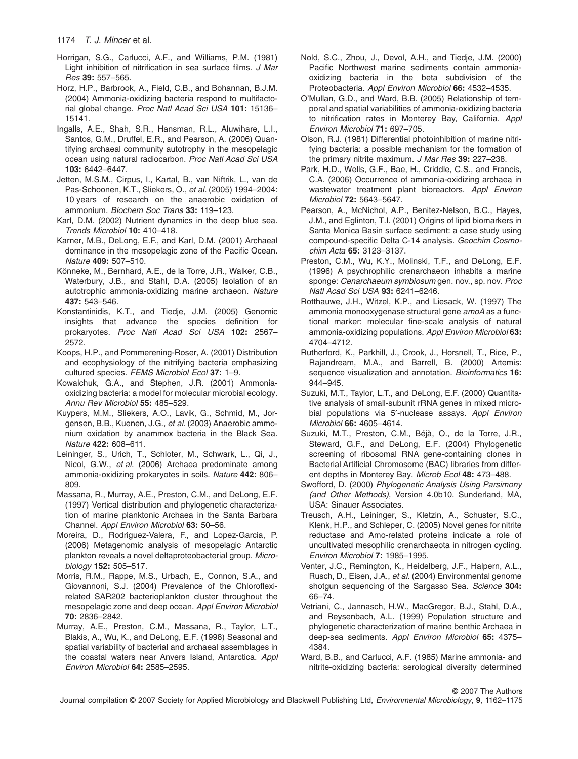Horrigan, S.G., Carlucci, A.F., and Williams, P.M. (1981) Light inhibition of nitrification in sea surface films. *J Mar Res* **39:** 557–565.

Horz, H.P., Barbrook, A., Field, C.B., and Bohannan, B.J.M. (2004) Ammonia-oxidizing bacteria respond to multifactorial global change. *Proc Natl Acad Sci USA* **101:** 15136–15141.

Ingalls, A.E., Shah, S.R., Hansman, R.L., Aluwihare, L.I., Santos, G.M., Druffel, E.R., and Pearson, A. (2006) Quantifying archaeal community autotrophy in the mesopelagic ocean using natural radiocarbon. *Proc Natl Acad Sci USA* **103:** 6442–6447.

Jetten, M.S.M., Cirpus, I., Kartal, B., van Niftrik, L., van de Pas-Schoonen, K.T., Sliekers, O., *et al.* (2005) 1994–2004: 10 years of research on the anaerobic oxidation of ammonium. *Biochem Soc Trans* **33:** 119–123.

Karl, D.M. (2002) Nutrient dynamics in the deep blue sea. *Trends Microbiol* **10:** 410–418.

Karner, M.B., DeLong, E.F., and Karl, D.M. (2001) Archaeal dominance in the mesopelagic zone of the Pacific Ocean. *Nature* **409:** 507–510.

Könneke, M., Bernhard, A.E., de la Torre, J.R., Walker, C.B., Waterbury, J.B., and Stahl, D.A. (2005) Isolation of an autotrophic ammonia-oxidizing marine archaeon. *Nature* **437:** 543–546.

Konstantinidis, K.T., and Tiedje, J.M. (2005) Genomic insights that advance the species definition for prokaryotes. *Proc Natl Acad Sci USA* **102:** 2567–2572.

Koops, H.P., and Pommerening-Roser, A. (2001) Distribution and ecophysiology of the nitrifying bacteria emphasizing cultured species. *FEMS Microbiol Ecol* **37:** 1–9.

Kowalchuk, G.A., and Stephen, J.R. (2001) Ammonia-oxidizing bacteria: a model for molecular microbial ecology. *Annu Rev Microbiol* **55:** 485–529.

Kuypers, M.M., Sliekers, A.O., Lavik, G., Schmid, M., Jorgensen, B.B., Kuenen, J.G., *et al.* (2003) Anaerobic ammonium oxidation by anammox bacteria in the Black Sea. *Nature* **422:** 608–611.

Leininger, S., Urich, T., Schloter, M., Schwark, L., Qi, J., Nicol, G.W., *et al.* (2006) Archaea predominate among ammonia-oxidizing prokaryotes in soils. *Nature* **442:** 806–809.

Massana, R., Murray, A.E., Preston, C.M., and DeLong, E.F. (1997) Vertical distribution and phylogenetic characterization of marine planktonic Archaea in the Santa Barbara Channel. *Appl Environ Microbiol* **63:** 50–56.

Moreira, D., Rodriguez-Valera, F., and Lopez-Garcia, P. (2006) Metagenomic analysis of mesopelagic Antarctic plankton reveals a novel deltaproteobacterial group. *Microbiology* **152:** 505–517.

Morris, R.M., Rappe, M.S., Urbach, E., Connon, S.A., and Giovannoni, S.J. (2004) Prevalence of the Chloroflexi-related SAR202 bacterioplankton cluster throughout the mesopelagic zone and deep ocean. *Appl Environ Microbiol* **70:** 2836–2842.

Murray, A.E., Preston, C.M., Massana, R., Taylor, L.T., Blakis, A., Wu, K., and DeLong, E.F. (1998) Seasonal and spatial variability of bacterial and archaeal assemblages in the coastal waters near Anvers Island, Antarctica. *Appl Environ Microbiol* **64:** 2585–2595.

Nold, S.C., Zhou, J., Devol, A.H., and Tiedje, J.M. (2000) Pacific Northwest marine sediments contain ammonia-oxidizing bacteria in the beta subdivision of the Proteobacteria. *Appl Environ Microbiol* **66:** 4532–4535.

O'Mullan, G.D., and Ward, B.B. (2005) Relationship of temporal and spatial variabilities of ammonia-oxidizing bacteria to nitrification rates in Monterey Bay, California. *Appl Environ Microbiol* **71:** 697–705.

Olson, R.J. (1981) Differential photoinhibition of marine nitrifying bacteria: a possible mechanism for the formation of the primary nitrite maximum. *J Mar Res* **39:** 227–238.

Park, H.D., Wells, G.F., Bae, H., Criddle, C.S., and Francis, C.A. (2006) Occurrence of ammonia-oxidizing archaea in wastewater treatment plant bioreactors. *Appl Environ Microbiol* **72:** 5643–5647.

Pearson, A., McNichol, A.P., Benitez-Nelson, B.C., Hayes, J.M., and Eglinton, T.I. (2001) Origins of lipid biomarkers in Santa Monica Basin surface sediment: a case study using compound-specific Delta C-14 analysis. *Geochim Cosmochim Acta* **65:** 3123–3137.

Preston, C.M., Wu, K.Y., Molinski, T.F., and DeLong, E.F. (1996) A psychrophilic crenarchaeon inhabits a marine sponge: *Cenarchaeum symbiosum* gen. nov., sp. nov. *Proc Natl Acad Sci USA* **93:** 6241–6246.

Rotthauwe, J.H., Witzel, K.P., and Liesack, W. (1997) The ammonia monooxygenase structural gene *amoA* as a functional marker: molecular fine-scale analysis of natural ammonia-oxidizing populations. *Appl Environ Microbiol* **63:** 4704–4712.

Rutherford, K., Parkhill, J., Crook, J., Horsnell, T., Rice, P., Rajandream, M.A., and Barrell, B. (2000) Artemis: sequence visualization and annotation. *Bioinformatics* **16:** 944–945.

Suzuki, M.T., Taylor, L.T., and DeLong, E.F. (2000) Quantitative analysis of small-subunit rRNA genes in mixed microbial populations via 5′-nuclease assays. *Appl Environ Microbiol* **66:** 4605–4614.

Suzuki, M.T., Preston, C.M., Béjà, O., de la Torre, J.R., Steward, G.F., and DeLong, E.F. (2004) Phylogenetic screening of ribosomal RNA gene-containing clones in Bacterial Artificial Chromosome (BAC) libraries from different depths in Monterey Bay. *Microb Ecol* **48:** 473–488.

Swofford, D. (2000) *Phylogenetic Analysis Using Parsimony (and Other Methods)*, Version 4.0b10. Sunderland, MA, USA: Sinauer Associates.

Treusch, A.H., Leininger, S., Kletzin, A., Schuster, S.C., Klenk, H.P., and Schleper, C. (2005) Novel genes for nitrite reductase and Amo-related proteins indicate a role of uncultivated mesophilic crenarchaeota in nitrogen cycling. *Environ Microbiol* **7:** 1985–1995.

Venter, J.C., Remington, K., Heidelberg, J.F., Halpern, A.L., Rusch, D., Eisen, J.A., *et al.* (2004) Environmental genome shotgun sequencing of the Sargasso Sea. *Science* **304:** 66–74.

Vetriani, C., Jannasch, H.W., MacGregor, B.J., Stahl, D.A., and Reysenbach, A.L. (1999) Population structure and phylogenetic characterization of marine benthic Archaea in deep-sea sediments. *Appl Environ Microbiol* **65:** 4375–4384.

Ward, B.B., and Carlucci, A.F. (1985) Marine ammonia- and nitrite-oxidizing bacteria: serological diversity determined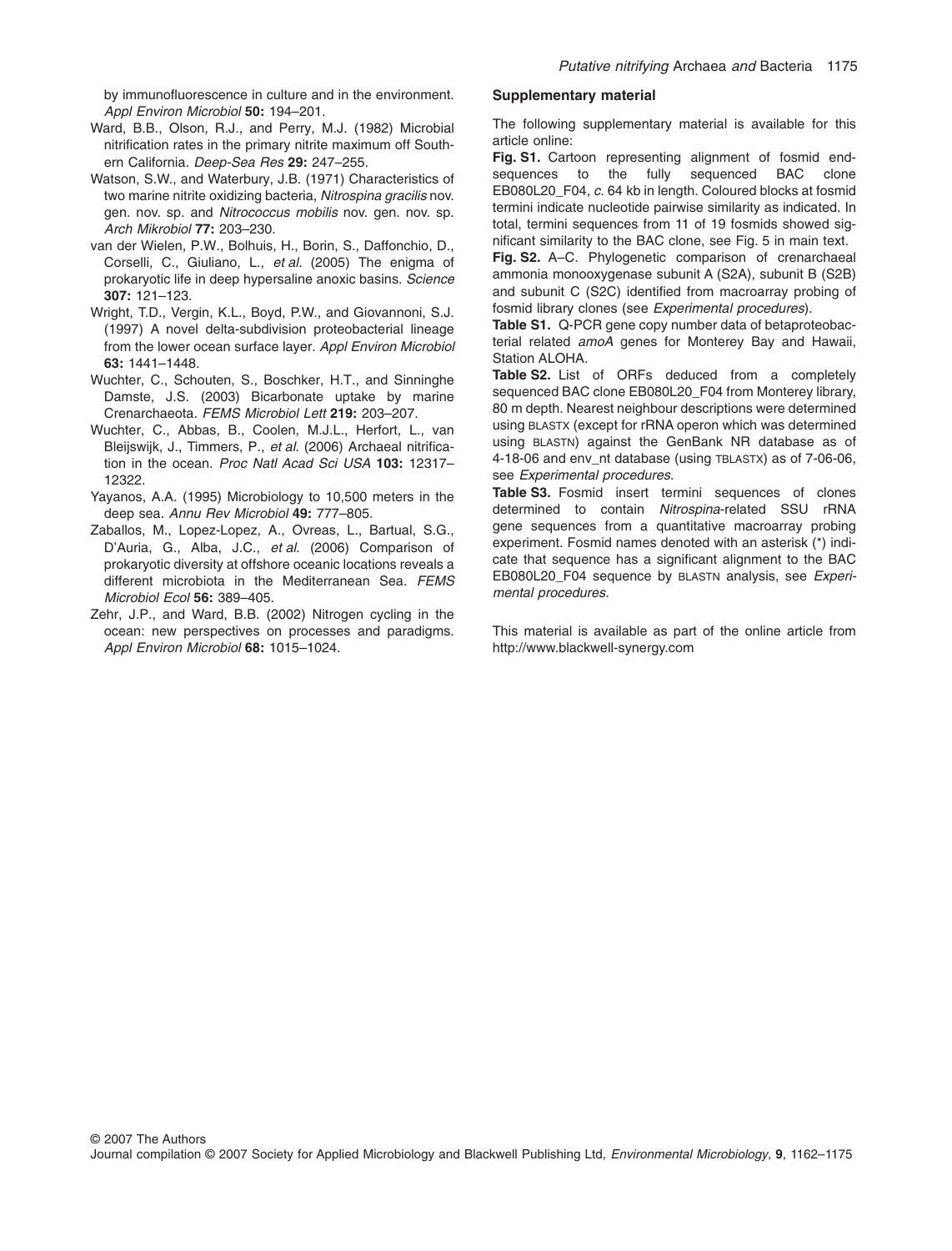by immunofluorescence in culture and in the environment. *Appl Environ Microbiol* **50:** 194–201.

Ward, B.B., Olson, R.J., and Perry, M.J. (1982) Microbial nitrification rates in the primary nitrite maximum off Southern California. *Deep-Sea Res* **29:** 247–255.

Watson, S.W., and Waterbury, J.B. (1971) Characteristics of two marine nitrite oxidizing bacteria, *Nitrospina gracilis* nov. gen. nov. sp. and *Nitrococcus mobilis* nov. gen. nov. sp. *Arch Mikrobiol* **77:** 203–230.

van der Wielen, P.W., Bolhuis, H., Borin, S., Daffonchio, D., Corselli, C., Giuliano, L., *et al.* (2005) The enigma of prokaryotic life in deep hypersaline anoxic basins. *Science* **307:** 121–123.

Wright, T.D., Vergin, K.L., Boyd, P.W., and Giovannoni, S.J. (1997) A novel delta-subdivision proteobacterial lineage from the lower ocean surface layer. *Appl Environ Microbiol* **63:** 1441–1448.

Wuchter, C., Schouten, S., Boschker, H.T., and Sinninghe Damste, J.S. (2003) Bicarbonate uptake by marine Crenarchaeota. *FEMS Microbiol Lett* **219:** 203–207.

Wuchter, C., Abbas, B., Coolen, M.J.L., Herfort, L., van Bleijswijk, J., Timmers, P., *et al.* (2006) Archaeal nitrification in the ocean. *Proc Natl Acad Sci USA* **103:** 12317–12322.

Yayanos, A.A. (1995) Microbiology to 10,500 meters in the deep sea. *Annu Rev Microbiol* **49:** 777–805.

Zaballos, M., Lopez-Lopez, A., Ovreas, L., Bartual, S.G., D'Auria, G., Alba, J.C., *et al.* (2006) Comparison of prokaryotic diversity at offshore oceanic locations reveals a different microbiota in the Mediterranean Sea. *FEMS Microbiol Ecol* **56:** 389–405.

Zehr, J.P., and Ward, B.B. (2002) Nitrogen cycling in the ocean: new perspectives on processes and paradigms. *Appl Environ Microbiol* **68:** 1015–1024.

## Supplementary material

The following supplementary material is available for this article online:

**Fig. S1.** Cartoon representing alignment of fosmid end-sequences to the fully sequenced BAC clone EB080L20_F04, *c.* 64 kb in length. Coloured blocks at fosmid termini indicate nucleotide pairwise similarity as indicated. In total, termini sequences from 11 of 19 fosmids showed significant similarity to the BAC clone, see Fig. 5 in main text.

**Fig. S2.** A–C. Phylogenetic comparison of crenarchaeal ammonia monooxygenase subunit A (S2A), subunit B (S2B) and subunit C (S2C) identified from macroarray probing of fosmid library clones (see *Experimental procedures*).

**Table S1.** Q-PCR gene copy number data of betaproteobacterial related *amoA* genes for Monterey Bay and Hawaii, Station ALOHA.

**Table S2.** List of ORFs deduced from a completely sequenced BAC clone EB080L20_F04 from Monterey library, 80 m depth. Nearest neighbour descriptions were determined using BLASTX (except for rRNA operon which was determined using BLASTN) against the GenBank NR database as of 4-18-06 and env_nt database (using TBLASTX) as of 7-06-06, see *Experimental procedures*.

**Table S3.** Fosmid insert termini sequences of clones determined to contain *Nitrospina*-related SSU rRNA gene sequences from a quantitative macroarray probing experiment. Fosmid names denoted with an asterisk (*) indicate that sequence has a significant alignment to the BAC EB080L20_F04 sequence by BLASTN analysis, see *Experimental procedures*.

This material is available as part of the online article from http://www.blackwell-synergy.com